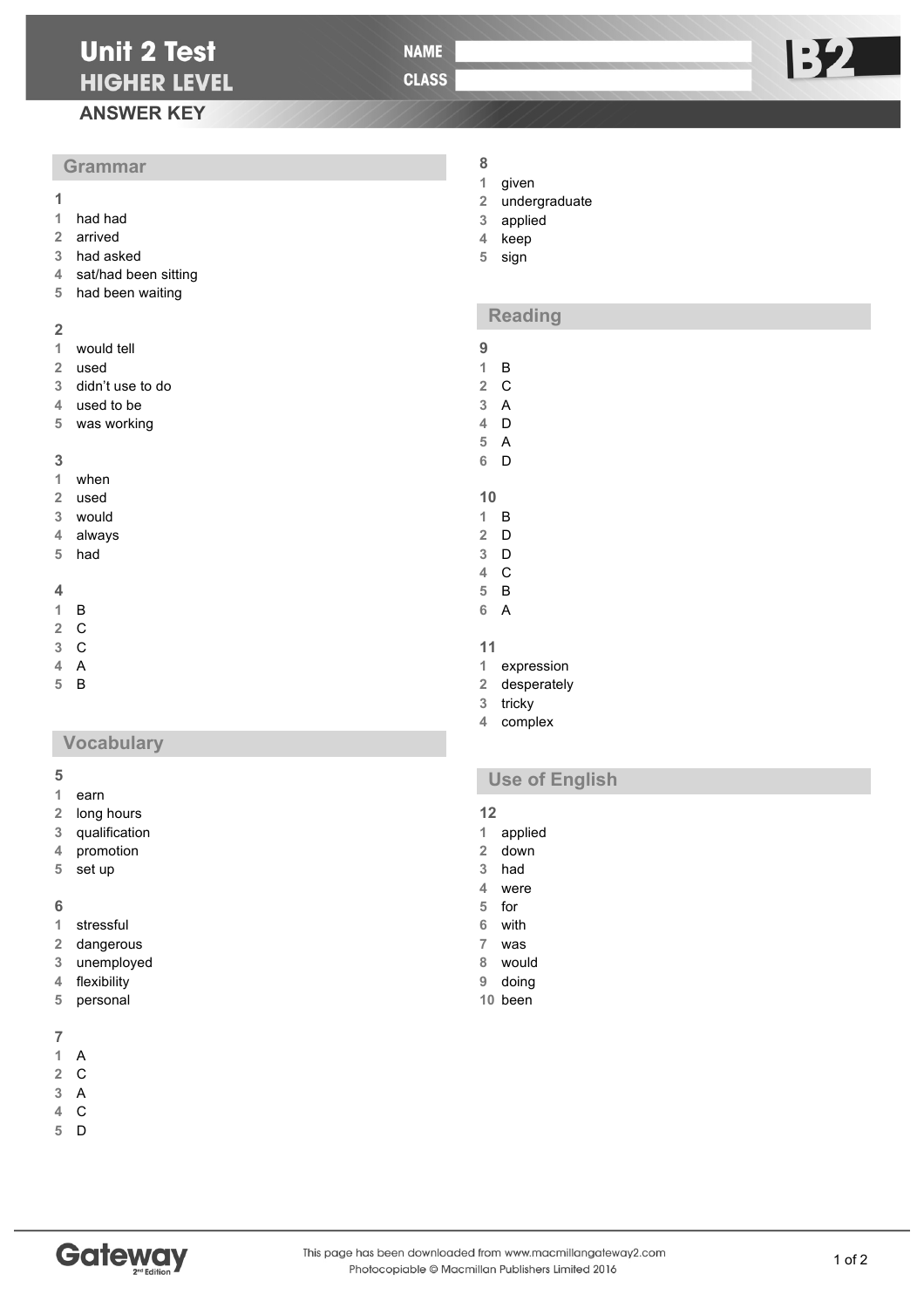# Unit 2 Test

## HIGHER LEVEL

NAME

CLASS

B2

### ANSWER KEY

## Grammar

**1**

1. had had
2. arrived
3. had asked
4. sat/had been sitting
5. had been waiting

**2**

1. would tell
2. used
3. didn't use to do
4. used to be
5. was working

**3**

1. when
2. used
3. would
4. always
5. had

**4**

1. B
2. C
3. C
4. A
5. B

## Vocabulary

**5**

1. earn
2. long hours
3. qualification
4. promotion
5. set up

**6**

1. stressful
2. dangerous
3. unemployed
4. flexibility
5. personal

**7**

1. A
2. C
3. A
4. C
5. D

**8**

1. given
2. undergraduate
3. applied
4. keep
5. sign

## Reading

**9**

1. B
2. C
3. A
4. D
5. A
6. D

**10**

1. B
2. D
3. D
4. C
5. B
6. A

**11**

1. expression
2. desperately
3. tricky
4. complex

## Use of English

**12**

1. applied
2. down
3. had
4. were
5. for
6. with
7. was
8. would
9. doing
10. been

Gateway 2nd Edition

This page has been downloaded from www.macmillangateway2.com
Photocopiable © Macmillan Publishers Limited 2016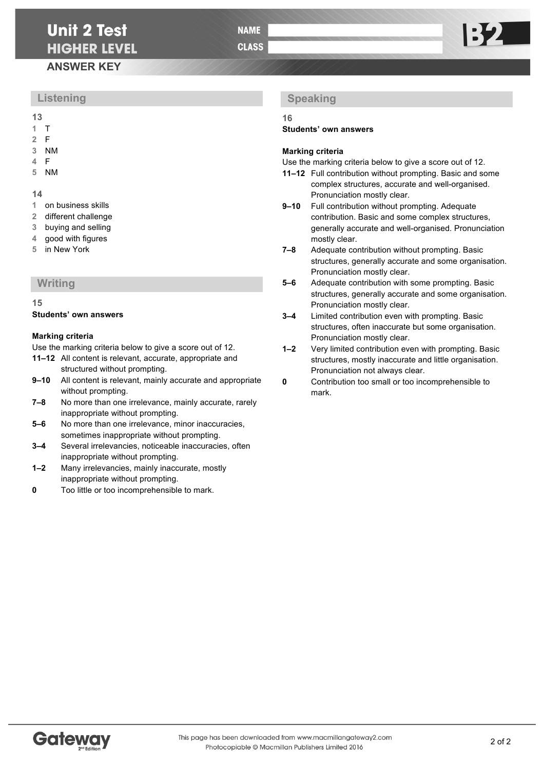# Unit 2 Test

## HIGHER LEVEL

NAME

CLASS

B2

## ANSWER KEY

## Listening

**13**

1 T
2 F
3 NM
4 F
5 NM

**14**

1 on business skills
2 different challenge
3 buying and selling
4 good with figures
5 in New York

## Writing

**15**

**Students' own answers**

**Marking criteria**

Use the marking criteria below to give a score out of 12.

**11–12** All content is relevant, accurate, appropriate and structured without prompting.

**9–10** All content is relevant, mainly accurate and appropriate without prompting.

**7–8** No more than one irrelevance, mainly accurate, rarely inappropriate without prompting.

**5–6** No more than one irrelevance, minor inaccuracies, sometimes inappropriate without prompting.

**3–4** Several irrelevancies, noticeable inaccuracies, often inappropriate without prompting.

**1–2** Many irrelevancies, mainly inaccurate, mostly inappropriate without prompting.

**0** Too little or too incomprehensible to mark.

## Speaking

**16**

**Students' own answers**

**Marking criteria**

Use the marking criteria below to give a score out of 12.

**11–12** Full contribution without prompting. Basic and some complex structures, accurate and well-organised. Pronunciation mostly clear.

**9–10** Full contribution without prompting. Adequate contribution. Basic and some complex structures, generally accurate and well-organised. Pronunciation mostly clear.

**7–8** Adequate contribution without prompting. Basic structures, generally accurate and some organisation. Pronunciation mostly clear.

**5–6** Adequate contribution with some prompting. Basic structures, generally accurate and some organisation. Pronunciation mostly clear.

**3–4** Limited contribution even with prompting. Basic structures, often inaccurate but some organisation. Pronunciation mostly clear.

**1–2** Very limited contribution even with prompting. Basic structures, mostly inaccurate and little organisation. Pronunciation not always clear.

**0** Contribution too small or too incomprehensible to mark.

Gateway 2nd Edition

This page has been downloaded from www.macmillangateway2.com
Photocopiable © Macmillan Publishers Limited 2016